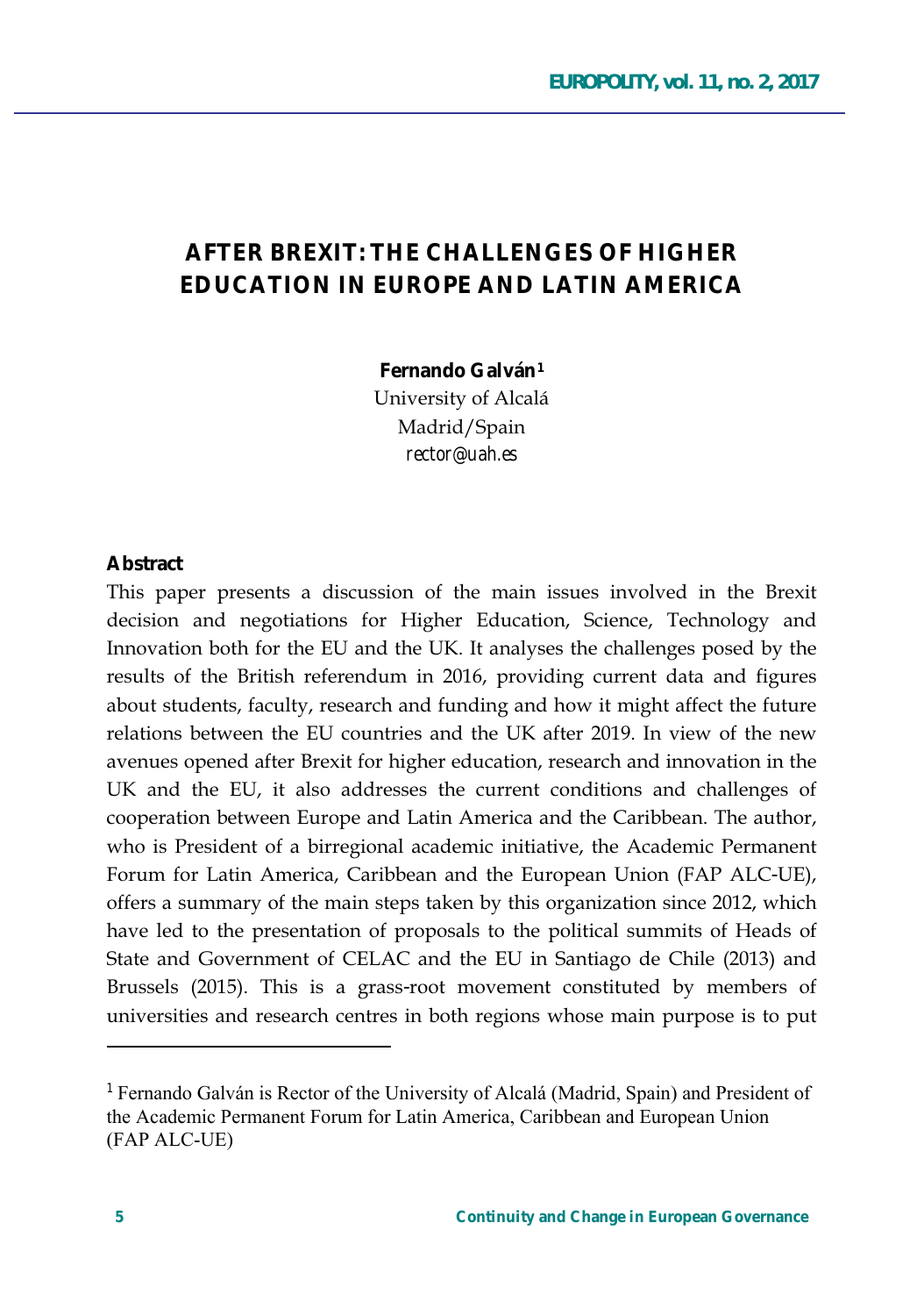# AFTER BREXIT: THE CHALLENGES OF HIGHER EDUCATION IN EUROPE AND LATIN AMERICA

**Fernando Galván**[1]
University of Alcalá
Madrid/Spain
rector@uah.es

**Abstract**

This paper presents a discussion of the main issues involved in the Brexit decision and negotiations for Higher Education, Science, Technology and Innovation both for the EU and the UK. It analyses the challenges posed by the results of the British referendum in 2016, providing current data and figures about students, faculty, research and funding and how it might affect the future relations between the EU countries and the UK after 2019. In view of the new avenues opened after Brexit for higher education, research and innovation in the UK and the EU, it also addresses the current conditions and challenges of cooperation between Europe and Latin America and the Caribbean. The author, who is President of a birregional academic initiative, the Academic Permanent Forum for Latin America, Caribbean and the European Union (FAP ALC-UE), offers a summary of the main steps taken by this organization since 2012, which have led to the presentation of proposals to the political summits of Heads of State and Government of CELAC and the EU in Santiago de Chile (2013) and Brussels (2015). This is a grass-root movement constituted by members of universities and research centres in both regions whose main purpose is to put

---

[1] Fernando Galván is Rector of the University of Alcalá (Madrid, Spain) and President of the Academic Permanent Forum for Latin America, Caribbean and European Union (FAP ALC-UE)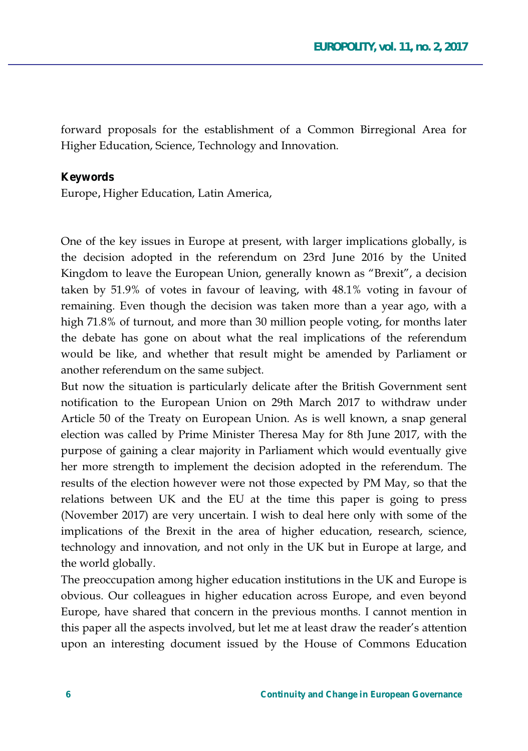forward proposals for the establishment of a Common Birregional Area for Higher Education, Science, Technology and Innovation.

**Keywords**

Europe, Higher Education, Latin America,

One of the key issues in Europe at present, with larger implications globally, is the decision adopted in the referendum on 23rd June 2016 by the United Kingdom to leave the European Union, generally known as "Brexit", a decision taken by 51.9% of votes in favour of leaving, with 48.1% voting in favour of remaining. Even though the decision was taken more than a year ago, with a high 71.8% of turnout, and more than 30 million people voting, for months later the debate has gone on about what the real implications of the referendum would be like, and whether that result might be amended by Parliament or another referendum on the same subject.

But now the situation is particularly delicate after the British Government sent notification to the European Union on 29th March 2017 to withdraw under Article 50 of the Treaty on European Union. As is well known, a snap general election was called by Prime Minister Theresa May for 8th June 2017, with the purpose of gaining a clear majority in Parliament which would eventually give her more strength to implement the decision adopted in the referendum. The results of the election however were not those expected by PM May, so that the relations between UK and the EU at the time this paper is going to press (November 2017) are very uncertain. I wish to deal here only with some of the implications of the Brexit in the area of higher education, research, science, technology and innovation, and not only in the UK but in Europe at large, and the world globally.

The preoccupation among higher education institutions in the UK and Europe is obvious. Our colleagues in higher education across Europe, and even beyond Europe, have shared that concern in the previous months. I cannot mention in this paper all the aspects involved, but let me at least draw the reader's attention upon an interesting document issued by the House of Commons Education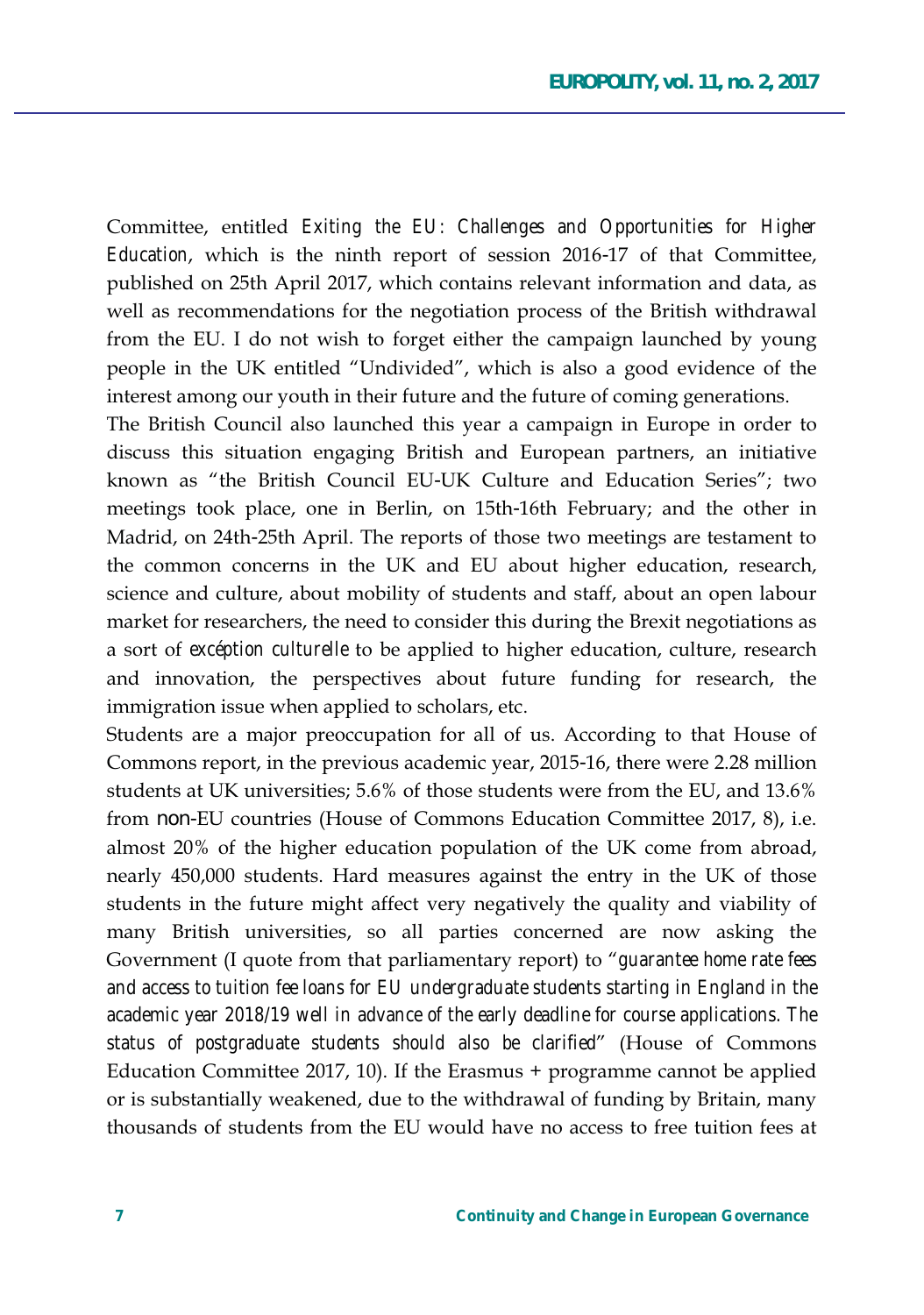Committee, entitled *Exiting the EU: Challenges and Opportunities for Higher Education*, which is the ninth report of session 2016-17 of that Committee, published on 25th April 2017, which contains relevant information and data, as well as recommendations for the negotiation process of the British withdrawal from the EU. I do not wish to forget either the campaign launched by young people in the UK entitled "Undivided", which is also a good evidence of the interest among our youth in their future and the future of coming generations.

The British Council also launched this year a campaign in Europe in order to discuss this situation engaging British and European partners, an initiative known as "the British Council EU-UK Culture and Education Series"; two meetings took place, one in Berlin, on 15th-16th February; and the other in Madrid, on 24th-25th April. The reports of those two meetings are testament to the common concerns in the UK and EU about higher education, research, science and culture, about mobility of students and staff, about an open labour market for researchers, the need to consider this during the Brexit negotiations as a sort of *excéption culturelle* to be applied to higher education, culture, research and innovation, the perspectives about future funding for research, the immigration issue when applied to scholars, etc.

Students are a major preoccupation for all of us. According to that House of Commons report, in the previous academic year, 2015-16, there were 2.28 million students at UK universities; 5.6% of those students were from the EU, and 13.6% from non-EU countries (House of Commons Education Committee 2017, 8), i.e. almost 20% of the higher education population of the UK come from abroad, nearly 450,000 students. Hard measures against the entry in the UK of those students in the future might affect very negatively the quality and viability of many British universities, so all parties concerned are now asking the Government (I quote from that parliamentary report) to "*guarantee home rate fees and access to tuition fee loans for EU undergraduate students starting in England in the academic year 2018/19 well in advance of the early deadline for course applications. The status of postgraduate students should also be clarified*" (House of Commons Education Committee 2017, 10). If the Erasmus + programme cannot be applied or is substantially weakened, due to the withdrawal of funding by Britain, many thousands of students from the EU would have no access to free tuition fees at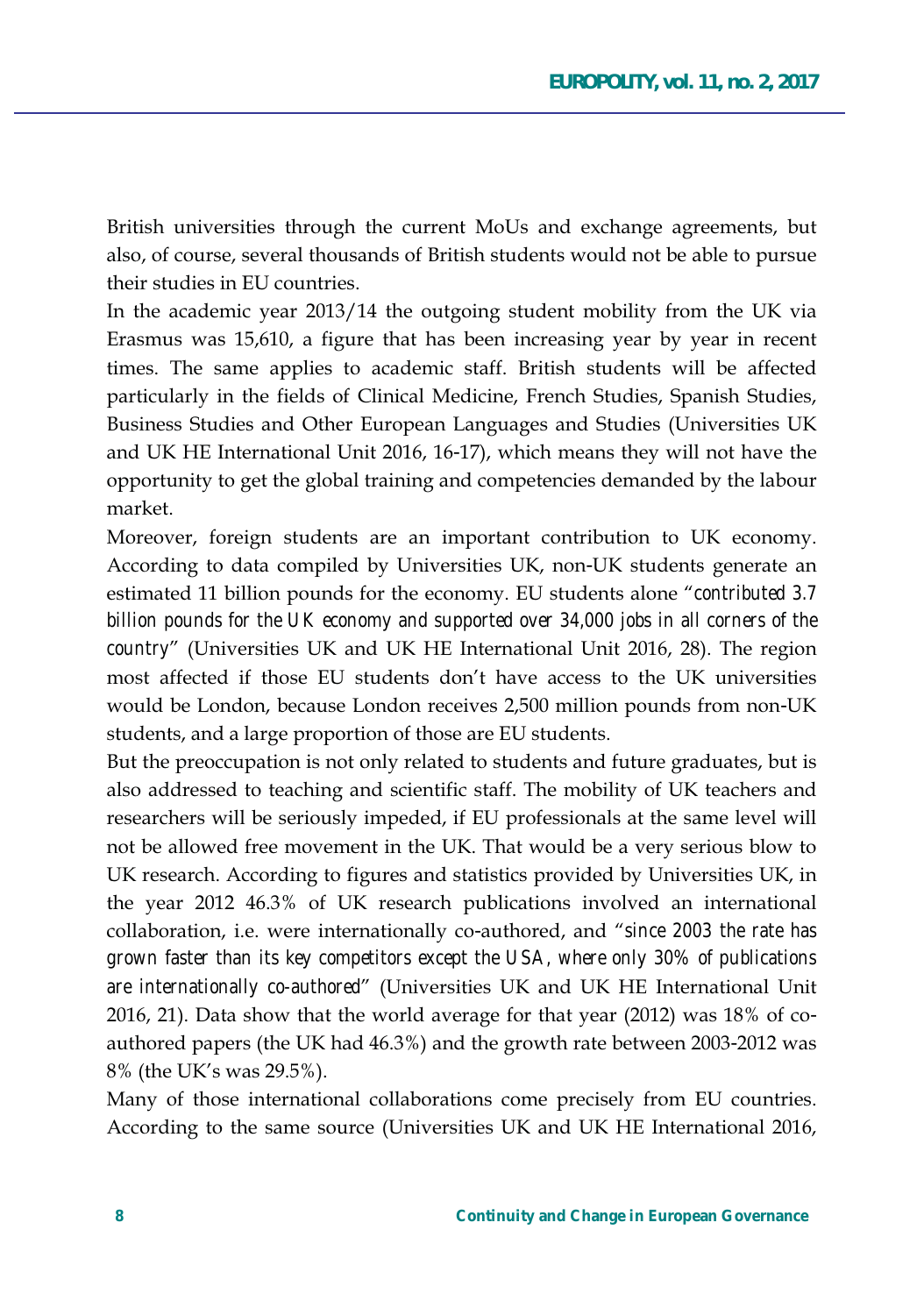British universities through the current MoUs and exchange agreements, but also, of course, several thousands of British students would not be able to pursue their studies in EU countries.

In the academic year 2013/14 the outgoing student mobility from the UK via Erasmus was 15,610, a figure that has been increasing year by year in recent times. The same applies to academic staff. British students will be affected particularly in the fields of Clinical Medicine, French Studies, Spanish Studies, Business Studies and Other European Languages and Studies (Universities UK and UK HE International Unit 2016, 16-17), which means they will not have the opportunity to get the global training and competencies demanded by the labour market.

Moreover, foreign students are an important contribution to UK economy. According to data compiled by Universities UK, non-UK students generate an estimated 11 billion pounds for the economy. EU students alone "*contributed 3.7 billion pounds for the UK economy and supported over 34,000 jobs in all corners of the country*" (Universities UK and UK HE International Unit 2016, 28). The region most affected if those EU students don't have access to the UK universities would be London, because London receives 2,500 million pounds from non-UK students, and a large proportion of those are EU students.

But the preoccupation is not only related to students and future graduates, but is also addressed to teaching and scientific staff. The mobility of UK teachers and researchers will be seriously impeded, if EU professionals at the same level will not be allowed free movement in the UK. That would be a very serious blow to UK research. According to figures and statistics provided by Universities UK, in the year 2012 46.3% of UK research publications involved an international collaboration, i.e. were internationally co-authored, and "*since 2003 the rate has grown faster than its key competitors except the USA, where only 30% of publications are internationally co-authored*" (Universities UK and UK HE International Unit 2016, 21). Data show that the world average for that year (2012) was 18% of co-authored papers (the UK had 46.3%) and the growth rate between 2003-2012 was 8% (the UK's was 29.5%).

Many of those international collaborations come precisely from EU countries. According to the same source (Universities UK and UK HE International 2016,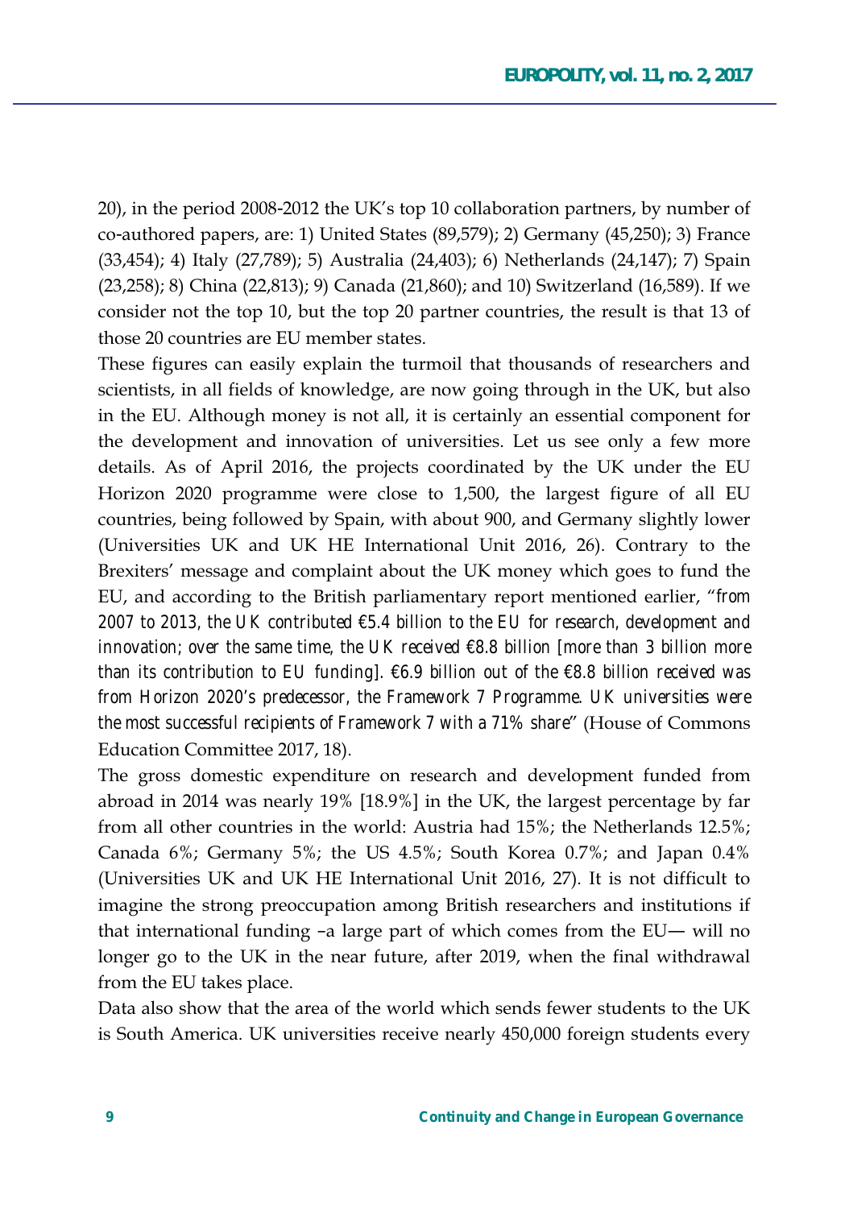20), in the period 2008-2012 the UK's top 10 collaboration partners, by number of co-authored papers, are: 1) United States (89,579); 2) Germany (45,250); 3) France (33,454); 4) Italy (27,789); 5) Australia (24,403); 6) Netherlands (24,147); 7) Spain (23,258); 8) China (22,813); 9) Canada (21,860); and 10) Switzerland (16,589). If we consider not the top 10, but the top 20 partner countries, the result is that 13 of those 20 countries are EU member states.

These figures can easily explain the turmoil that thousands of researchers and scientists, in all fields of knowledge, are now going through in the UK, but also in the EU. Although money is not all, it is certainly an essential component for the development and innovation of universities. Let us see only a few more details. As of April 2016, the projects coordinated by the UK under the EU Horizon 2020 programme were close to 1,500, the largest figure of all EU countries, being followed by Spain, with about 900, and Germany slightly lower (Universities UK and UK HE International Unit 2016, 26). Contrary to the Brexiters' message and complaint about the UK money which goes to fund the EU, and according to the British parliamentary report mentioned earlier, "*from 2007 to 2013, the UK contributed €5.4 billion to the EU for research, development and innovation; over the same time, the UK received €8.8 billion [more than 3 billion more than its contribution to EU funding]. €6.9 billion out of the €8.8 billion received was from Horizon 2020's predecessor, the Framework 7 Programme. UK universities were the most successful recipients of Framework 7 with a 71% share*" (House of Commons Education Committee 2017, 18).

The gross domestic expenditure on research and development funded from abroad in 2014 was nearly 19% [18.9%] in the UK, the largest percentage by far from all other countries in the world: Austria had 15%; the Netherlands 12.5%; Canada 6%; Germany 5%; the US 4.5%; South Korea 0.7%; and Japan 0.4% (Universities UK and UK HE International Unit 2016, 27). It is not difficult to imagine the strong preoccupation among British researchers and institutions if that international funding –a large part of which comes from the EU— will no longer go to the UK in the near future, after 2019, when the final withdrawal from the EU takes place.

Data also show that the area of the world which sends fewer students to the UK is South America. UK universities receive nearly 450,000 foreign students every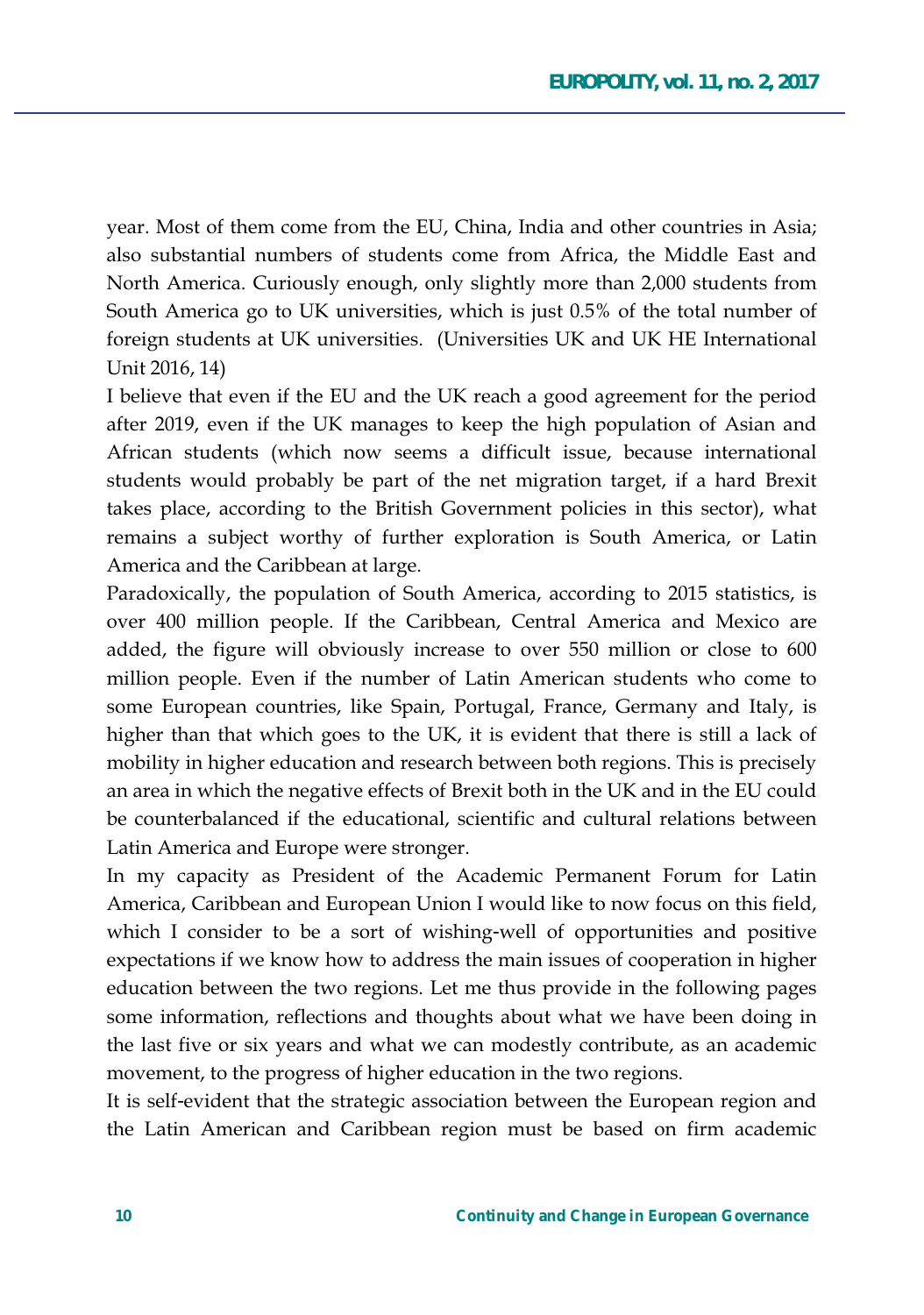year. Most of them come from the EU, China, India and other countries in Asia; also substantial numbers of students come from Africa, the Middle East and North America. Curiously enough, only slightly more than 2,000 students from South America go to UK universities, which is just 0.5% of the total number of foreign students at UK universities. (Universities UK and UK HE International Unit 2016, 14)

I believe that even if the EU and the UK reach a good agreement for the period after 2019, even if the UK manages to keep the high population of Asian and African students (which now seems a difficult issue, because international students would probably be part of the net migration target, if a hard Brexit takes place, according to the British Government policies in this sector), what remains a subject worthy of further exploration is South America, or Latin America and the Caribbean at large.

Paradoxically, the population of South America, according to 2015 statistics, is over 400 million people. If the Caribbean, Central America and Mexico are added, the figure will obviously increase to over 550 million or close to 600 million people. Even if the number of Latin American students who come to some European countries, like Spain, Portugal, France, Germany and Italy, is higher than that which goes to the UK, it is evident that there is still a lack of mobility in higher education and research between both regions. This is precisely an area in which the negative effects of Brexit both in the UK and in the EU could be counterbalanced if the educational, scientific and cultural relations between Latin America and Europe were stronger.

In my capacity as President of the Academic Permanent Forum for Latin America, Caribbean and European Union I would like to now focus on this field, which I consider to be a sort of wishing-well of opportunities and positive expectations if we know how to address the main issues of cooperation in higher education between the two regions. Let me thus provide in the following pages some information, reflections and thoughts about what we have been doing in the last five or six years and what we can modestly contribute, as an academic movement, to the progress of higher education in the two regions.

It is self-evident that the strategic association between the European region and the Latin American and Caribbean region must be based on firm academic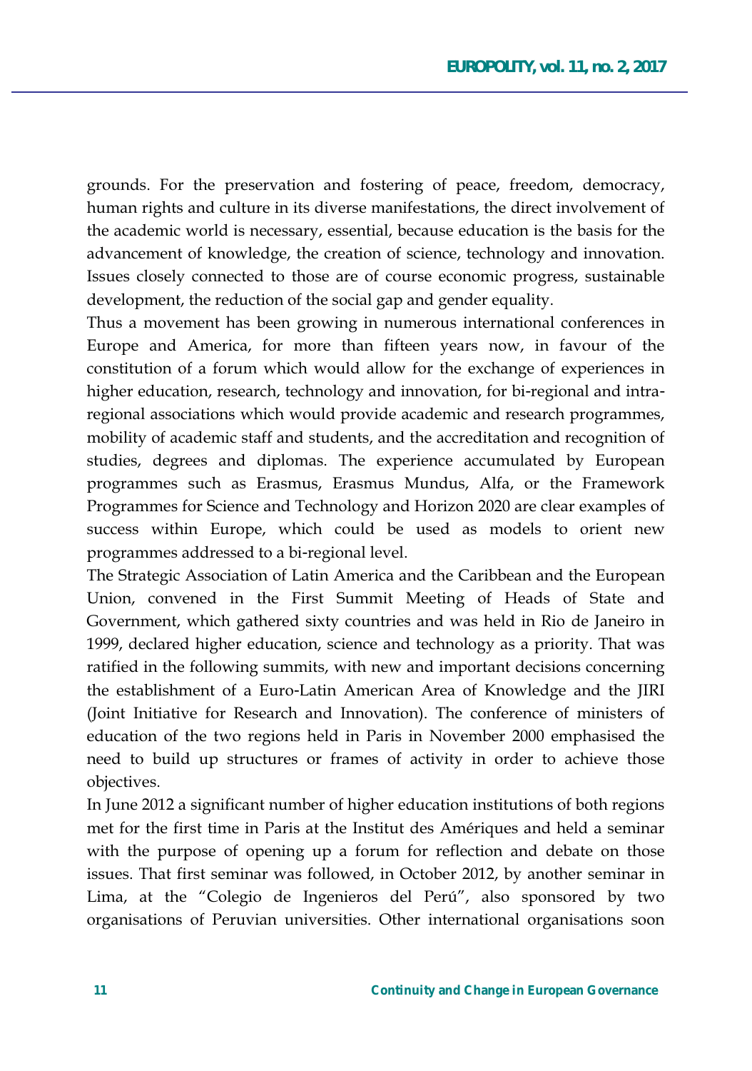grounds. For the preservation and fostering of peace, freedom, democracy, human rights and culture in its diverse manifestations, the direct involvement of the academic world is necessary, essential, because education is the basis for the advancement of knowledge, the creation of science, technology and innovation. Issues closely connected to those are of course economic progress, sustainable development, the reduction of the social gap and gender equality.

Thus a movement has been growing in numerous international conferences in Europe and America, for more than fifteen years now, in favour of the constitution of a forum which would allow for the exchange of experiences in higher education, research, technology and innovation, for bi-regional and intra-regional associations which would provide academic and research programmes, mobility of academic staff and students, and the accreditation and recognition of studies, degrees and diplomas. The experience accumulated by European programmes such as Erasmus, Erasmus Mundus, Alfa, or the Framework Programmes for Science and Technology and Horizon 2020 are clear examples of success within Europe, which could be used as models to orient new programmes addressed to a bi-regional level.

The Strategic Association of Latin America and the Caribbean and the European Union, convened in the First Summit Meeting of Heads of State and Government, which gathered sixty countries and was held in Rio de Janeiro in 1999, declared higher education, science and technology as a priority. That was ratified in the following summits, with new and important decisions concerning the establishment of a Euro-Latin American Area of Knowledge and the JIRI (Joint Initiative for Research and Innovation). The conference of ministers of education of the two regions held in Paris in November 2000 emphasised the need to build up structures or frames of activity in order to achieve those objectives.

In June 2012 a significant number of higher education institutions of both regions met for the first time in Paris at the Institut des Amériques and held a seminar with the purpose of opening up a forum for reflection and debate on those issues. That first seminar was followed, in October 2012, by another seminar in Lima, at the "Colegio de Ingenieros del Perú", also sponsored by two organisations of Peruvian universities. Other international organisations soon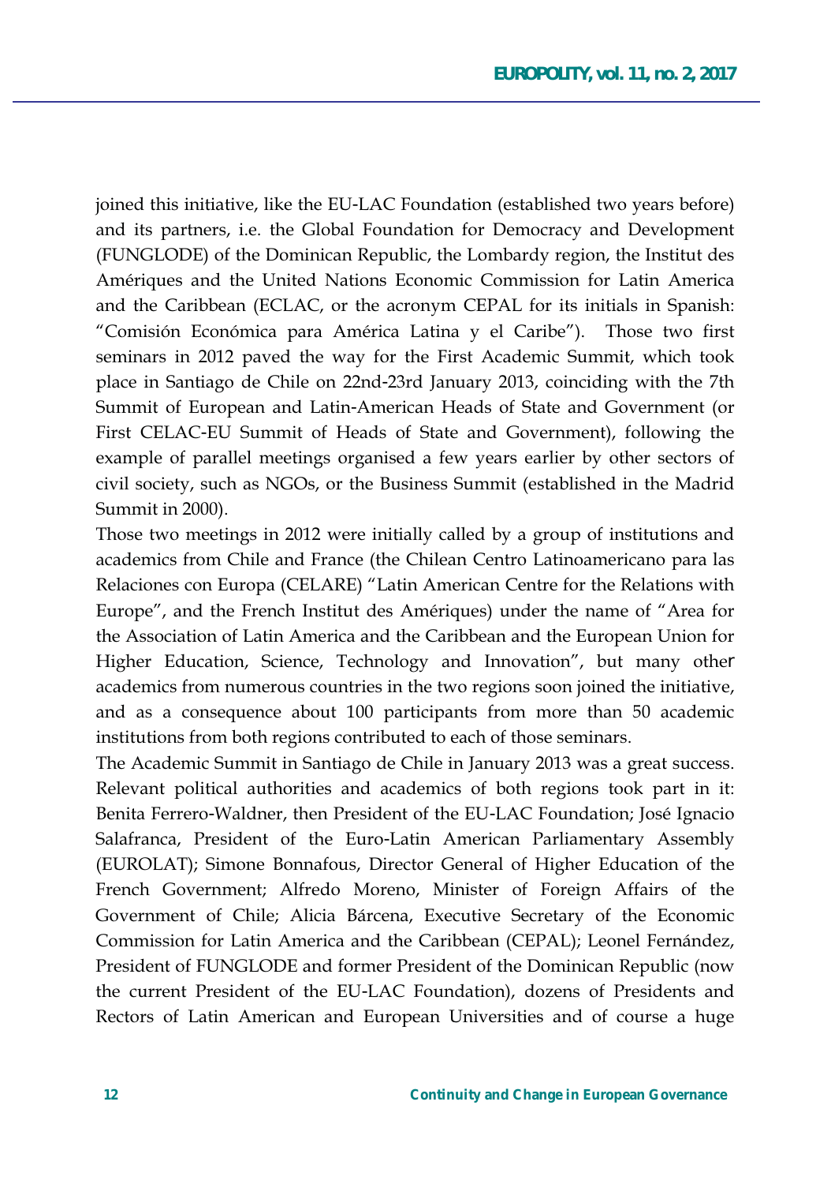joined this initiative, like the EU-LAC Foundation (established two years before) and its partners, i.e. the Global Foundation for Democracy and Development (FUNGLODE) of the Dominican Republic, the Lombardy region, the Institut des Amériques and the United Nations Economic Commission for Latin America and the Caribbean (ECLAC, or the acronym CEPAL for its initials in Spanish: "Comisión Económica para América Latina y el Caribe"). Those two first seminars in 2012 paved the way for the First Academic Summit, which took place in Santiago de Chile on 22nd-23rd January 2013, coinciding with the 7th Summit of European and Latin-American Heads of State and Government (or First CELAC-EU Summit of Heads of State and Government), following the example of parallel meetings organised a few years earlier by other sectors of civil society, such as NGOs, or the Business Summit (established in the Madrid Summit in 2000).

Those two meetings in 2012 were initially called by a group of institutions and academics from Chile and France (the Chilean Centro Latinoamericano para las Relaciones con Europa (CELARE) "Latin American Centre for the Relations with Europe", and the French Institut des Amériques) under the name of "Area for the Association of Latin America and the Caribbean and the European Union for Higher Education, Science, Technology and Innovation", but many other academics from numerous countries in the two regions soon joined the initiative, and as a consequence about 100 participants from more than 50 academic institutions from both regions contributed to each of those seminars.

The Academic Summit in Santiago de Chile in January 2013 was a great success. Relevant political authorities and academics of both regions took part in it: Benita Ferrero-Waldner, then President of the EU-LAC Foundation; José Ignacio Salafranca, President of the Euro-Latin American Parliamentary Assembly (EUROLAT); Simone Bonnafous, Director General of Higher Education of the French Government; Alfredo Moreno, Minister of Foreign Affairs of the Government of Chile; Alicia Bárcena, Executive Secretary of the Economic Commission for Latin America and the Caribbean (CEPAL); Leonel Fernández, President of FUNGLODE and former President of the Dominican Republic (now the current President of the EU-LAC Foundation), dozens of Presidents and Rectors of Latin American and European Universities and of course a huge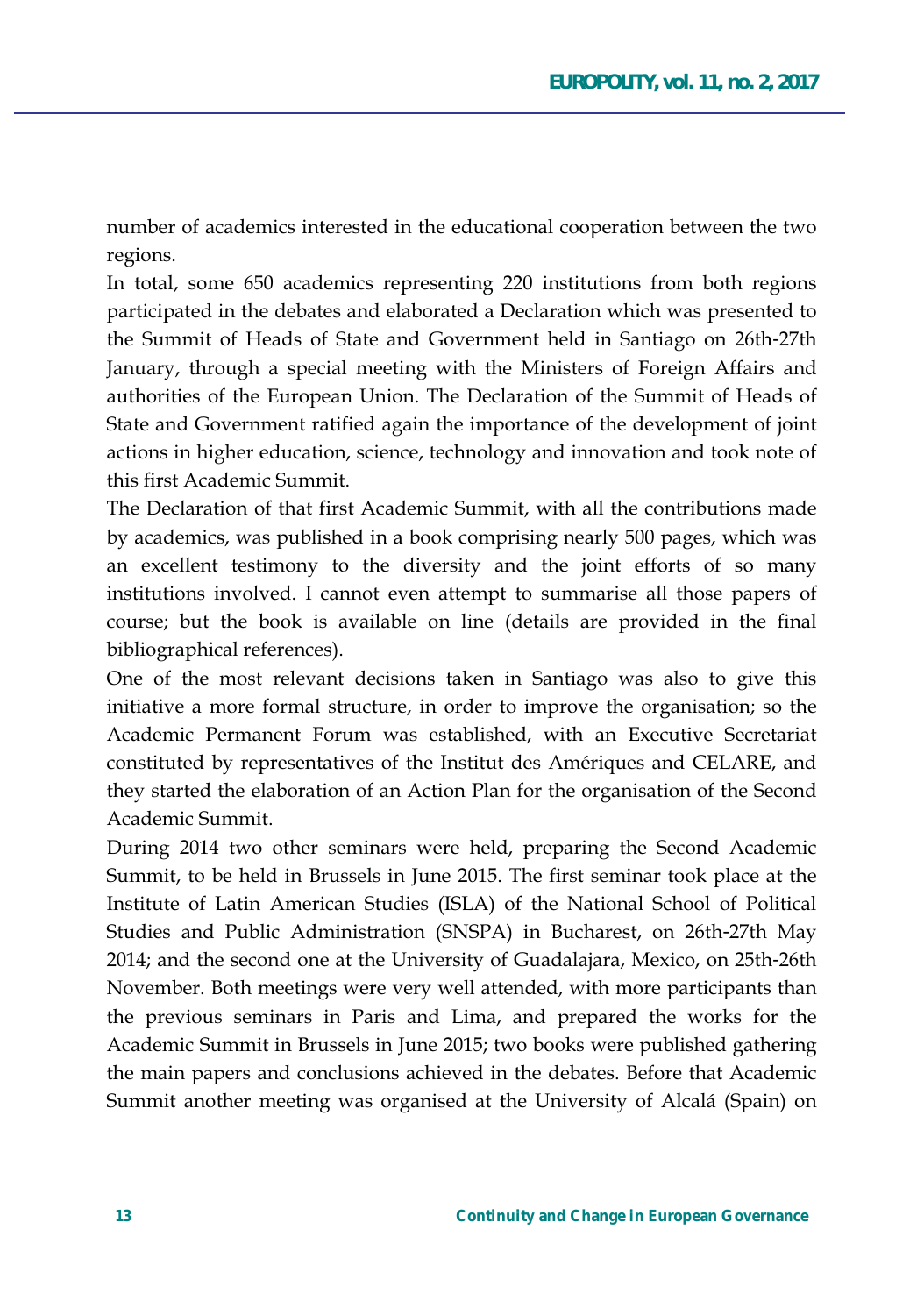number of academics interested in the educational cooperation between the two regions.

In total, some 650 academics representing 220 institutions from both regions participated in the debates and elaborated a Declaration which was presented to the Summit of Heads of State and Government held in Santiago on 26th-27th January, through a special meeting with the Ministers of Foreign Affairs and authorities of the European Union. The Declaration of the Summit of Heads of State and Government ratified again the importance of the development of joint actions in higher education, science, technology and innovation and took note of this first Academic Summit.

The Declaration of that first Academic Summit, with all the contributions made by academics, was published in a book comprising nearly 500 pages, which was an excellent testimony to the diversity and the joint efforts of so many institutions involved. I cannot even attempt to summarise all those papers of course; but the book is available on line (details are provided in the final bibliographical references).

One of the most relevant decisions taken in Santiago was also to give this initiative a more formal structure, in order to improve the organisation; so the Academic Permanent Forum was established, with an Executive Secretariat constituted by representatives of the Institut des Amériques and CELARE, and they started the elaboration of an Action Plan for the organisation of the Second Academic Summit.

During 2014 two other seminars were held, preparing the Second Academic Summit, to be held in Brussels in June 2015. The first seminar took place at the Institute of Latin American Studies (ISLA) of the National School of Political Studies and Public Administration (SNSPA) in Bucharest, on 26th-27th May 2014; and the second one at the University of Guadalajara, Mexico, on 25th-26th November. Both meetings were very well attended, with more participants than the previous seminars in Paris and Lima, and prepared the works for the Academic Summit in Brussels in June 2015; two books were published gathering the main papers and conclusions achieved in the debates. Before that Academic Summit another meeting was organised at the University of Alcalá (Spain) on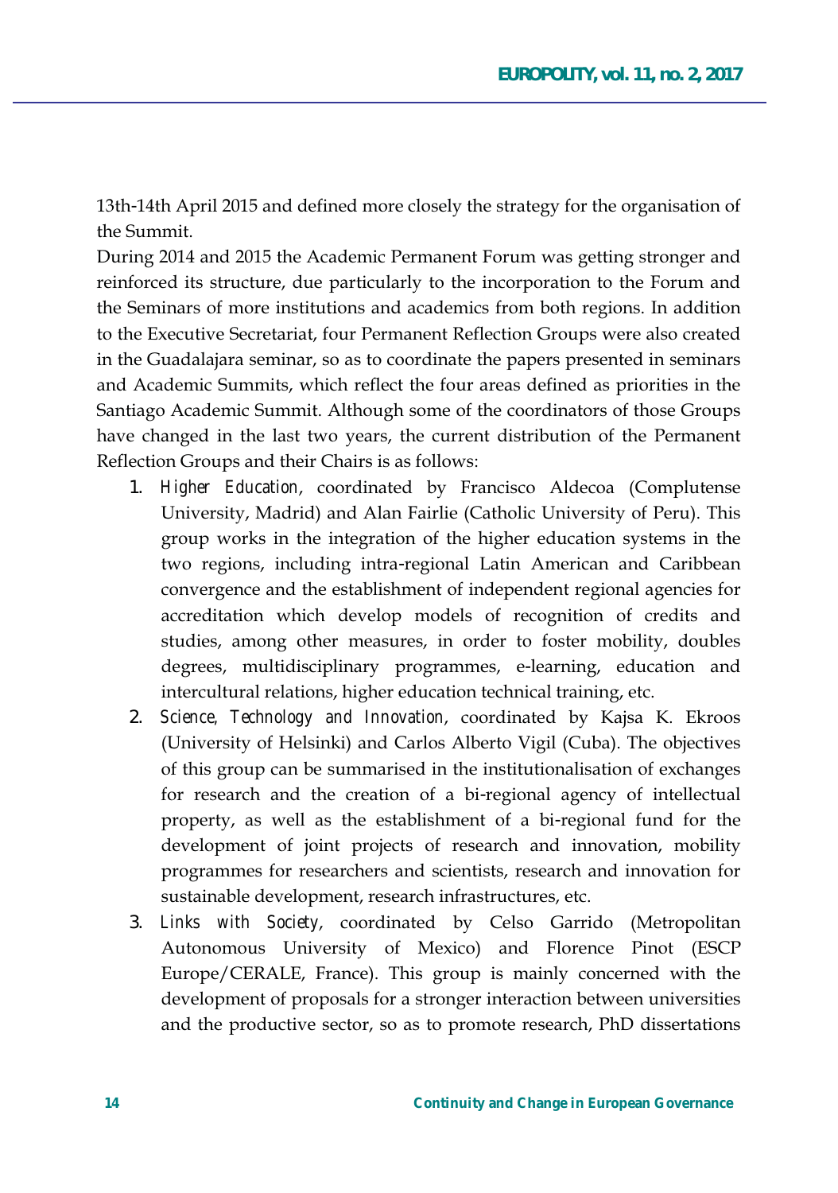13th-14th April 2015 and defined more closely the strategy for the organisation of the Summit.

During 2014 and 2015 the Academic Permanent Forum was getting stronger and reinforced its structure, due particularly to the incorporation to the Forum and the Seminars of more institutions and academics from both regions. In addition to the Executive Secretariat, four Permanent Reflection Groups were also created in the Guadalajara seminar, so as to coordinate the papers presented in seminars and Academic Summits, which reflect the four areas defined as priorities in the Santiago Academic Summit. Although some of the coordinators of those Groups have changed in the last two years, the current distribution of the Permanent Reflection Groups and their Chairs is as follows:

1. *Higher Education*, coordinated by Francisco Aldecoa (Complutense University, Madrid) and Alan Fairlie (Catholic University of Peru). This group works in the integration of the higher education systems in the two regions, including intra-regional Latin American and Caribbean convergence and the establishment of independent regional agencies for accreditation which develop models of recognition of credits and studies, among other measures, in order to foster mobility, doubles degrees, multidisciplinary programmes, e-learning, education and intercultural relations, higher education technical training, etc.
2. *Science, Technology and Innovation*, coordinated by Kajsa K. Ekroos (University of Helsinki) and Carlos Alberto Vigil (Cuba). The objectives of this group can be summarised in the institutionalisation of exchanges for research and the creation of a bi-regional agency of intellectual property, as well as the establishment of a bi-regional fund for the development of joint projects of research and innovation, mobility programmes for researchers and scientists, research and innovation for sustainable development, research infrastructures, etc.
3. *Links with Society*, coordinated by Celso Garrido (Metropolitan Autonomous University of Mexico) and Florence Pinot (ESCP Europe/CERALE, France). This group is mainly concerned with the development of proposals for a stronger interaction between universities and the productive sector, so as to promote research, PhD dissertations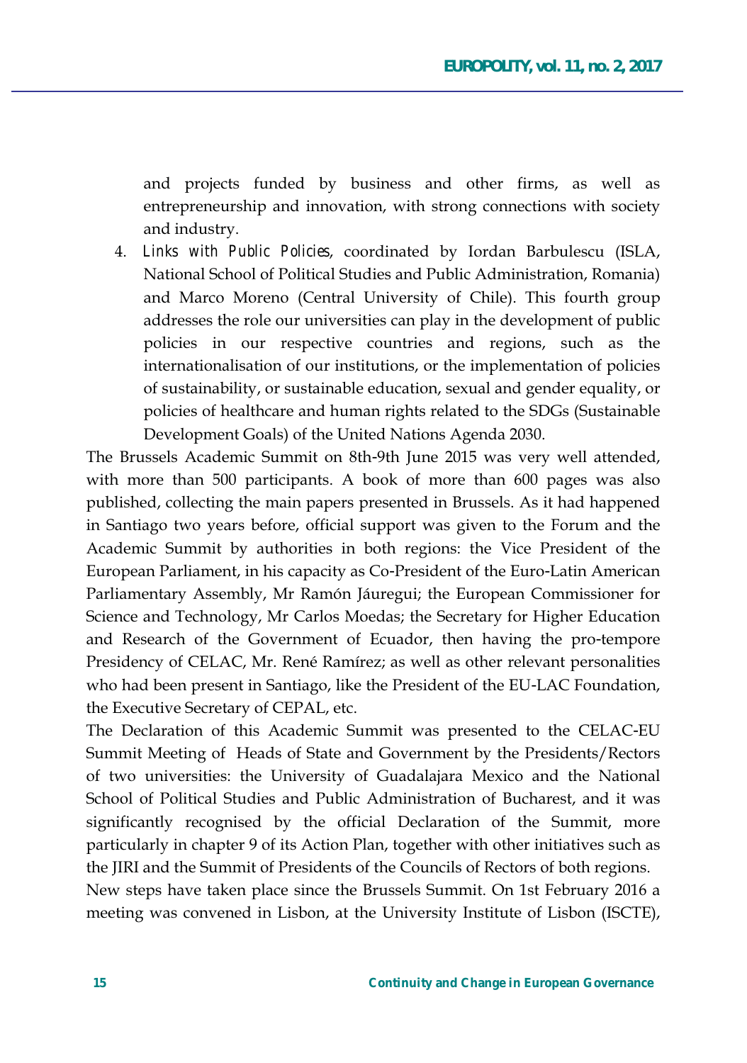and projects funded by business and other firms, as well as entrepreneurship and innovation, with strong connections with society and industry.

4. *Links with Public Policies*, coordinated by Iordan Barbulescu (ISLA, National School of Political Studies and Public Administration, Romania) and Marco Moreno (Central University of Chile). This fourth group addresses the role our universities can play in the development of public policies in our respective countries and regions, such as the internationalisation of our institutions, or the implementation of policies of sustainability, or sustainable education, sexual and gender equality, or policies of healthcare and human rights related to the SDGs (Sustainable Development Goals) of the United Nations Agenda 2030.

The Brussels Academic Summit on 8th-9th June 2015 was very well attended, with more than 500 participants. A book of more than 600 pages was also published, collecting the main papers presented in Brussels. As it had happened in Santiago two years before, official support was given to the Forum and the Academic Summit by authorities in both regions: the Vice President of the European Parliament, in his capacity as Co-President of the Euro-Latin American Parliamentary Assembly, Mr Ramón Jáuregui; the European Commissioner for Science and Technology, Mr Carlos Moedas; the Secretary for Higher Education and Research of the Government of Ecuador, then having the pro-tempore Presidency of CELAC, Mr. René Ramírez; as well as other relevant personalities who had been present in Santiago, like the President of the EU-LAC Foundation, the Executive Secretary of CEPAL, etc.

The Declaration of this Academic Summit was presented to the CELAC-EU Summit Meeting of Heads of State and Government by the Presidents/Rectors of two universities: the University of Guadalajara Mexico and the National School of Political Studies and Public Administration of Bucharest, and it was significantly recognised by the official Declaration of the Summit, more particularly in chapter 9 of its Action Plan, together with other initiatives such as the JIRI and the Summit of Presidents of the Councils of Rectors of both regions.

New steps have taken place since the Brussels Summit. On 1st February 2016 a meeting was convened in Lisbon, at the University Institute of Lisbon (ISCTE),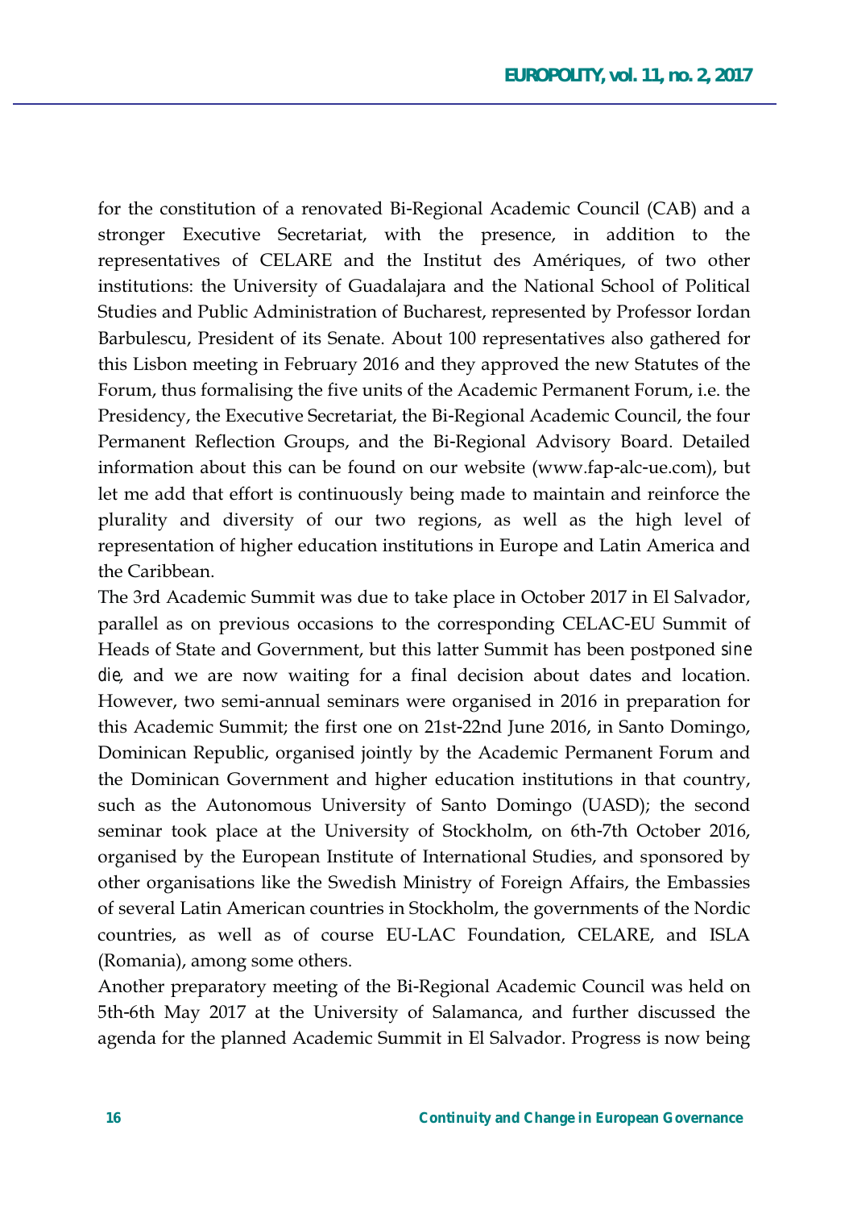for the constitution of a renovated Bi-Regional Academic Council (CAB) and a stronger Executive Secretariat, with the presence, in addition to the representatives of CELARE and the Institut des Amériques, of two other institutions: the University of Guadalajara and the National School of Political Studies and Public Administration of Bucharest, represented by Professor Iordan Barbulescu, President of its Senate. About 100 representatives also gathered for this Lisbon meeting in February 2016 and they approved the new Statutes of the Forum, thus formalising the five units of the Academic Permanent Forum, i.e. the Presidency, the Executive Secretariat, the Bi-Regional Academic Council, the four Permanent Reflection Groups, and the Bi-Regional Advisory Board. Detailed information about this can be found on our website (www.fap-alc-ue.com), but let me add that effort is continuously being made to maintain and reinforce the plurality and diversity of our two regions, as well as the high level of representation of higher education institutions in Europe and Latin America and the Caribbean.

The 3rd Academic Summit was due to take place in October 2017 in El Salvador, parallel as on previous occasions to the corresponding CELAC-EU Summit of Heads of State and Government, but this latter Summit has been postponed *sine die*, and we are now waiting for a final decision about dates and location. However, two semi-annual seminars were organised in 2016 in preparation for this Academic Summit; the first one on 21st-22nd June 2016, in Santo Domingo, Dominican Republic, organised jointly by the Academic Permanent Forum and the Dominican Government and higher education institutions in that country, such as the Autonomous University of Santo Domingo (UASD); the second seminar took place at the University of Stockholm, on 6th-7th October 2016, organised by the European Institute of International Studies, and sponsored by other organisations like the Swedish Ministry of Foreign Affairs, the Embassies of several Latin American countries in Stockholm, the governments of the Nordic countries, as well as of course EU-LAC Foundation, CELARE, and ISLA (Romania), among some others.

Another preparatory meeting of the Bi-Regional Academic Council was held on 5th-6th May 2017 at the University of Salamanca, and further discussed the agenda for the planned Academic Summit in El Salvador. Progress is now being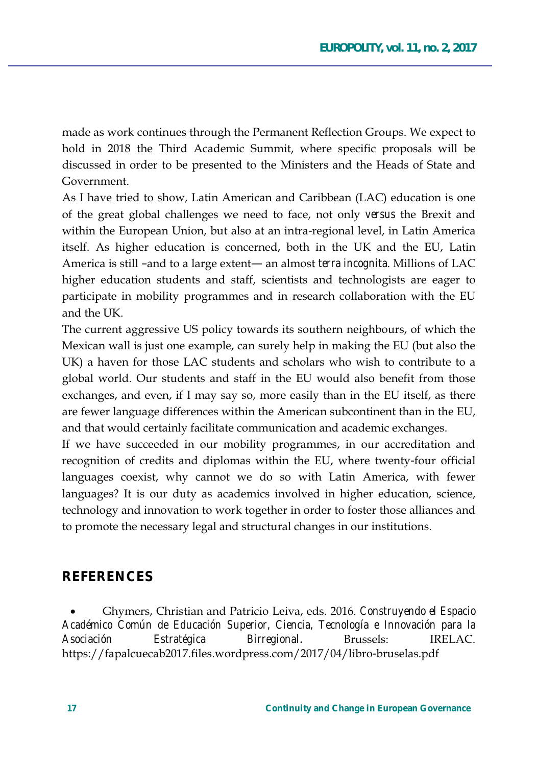made as work continues through the Permanent Reflection Groups. We expect to hold in 2018 the Third Academic Summit, where specific proposals will be discussed in order to be presented to the Ministers and the Heads of State and Government.

As I have tried to show, Latin American and Caribbean (LAC) education is one of the great global challenges we need to face, not only *versus* the Brexit and within the European Union, but also at an intra-regional level, in Latin America itself. As higher education is concerned, both in the UK and the EU, Latin America is still –and to a large extent— an almost *terra incognita*. Millions of LAC higher education students and staff, scientists and technologists are eager to participate in mobility programmes and in research collaboration with the EU and the UK.

The current aggressive US policy towards its southern neighbours, of which the Mexican wall is just one example, can surely help in making the EU (but also the UK) a haven for those LAC students and scholars who wish to contribute to a global world. Our students and staff in the EU would also benefit from those exchanges, and even, if I may say so, more easily than in the EU itself, as there are fewer language differences within the American subcontinent than in the EU, and that would certainly facilitate communication and academic exchanges.

If we have succeeded in our mobility programmes, in our accreditation and recognition of credits and diplomas within the EU, where twenty-four official languages coexist, why cannot we do so with Latin America, with fewer languages? It is our duty as academics involved in higher education, science, technology and innovation to work together in order to foster those alliances and to promote the necessary legal and structural changes in our institutions.

## REFERENCES

- Ghymers, Christian and Patricio Leiva, eds. 2016. *Construyendo el Espacio Académico Común de Educación Superior, Ciencia, Tecnología e Innovación para la Asociación Estratégica Birregional*. Brussels: IRELAC. https://fapalcuecab2017.files.wordpress.com/2017/04/libro-bruselas.pdf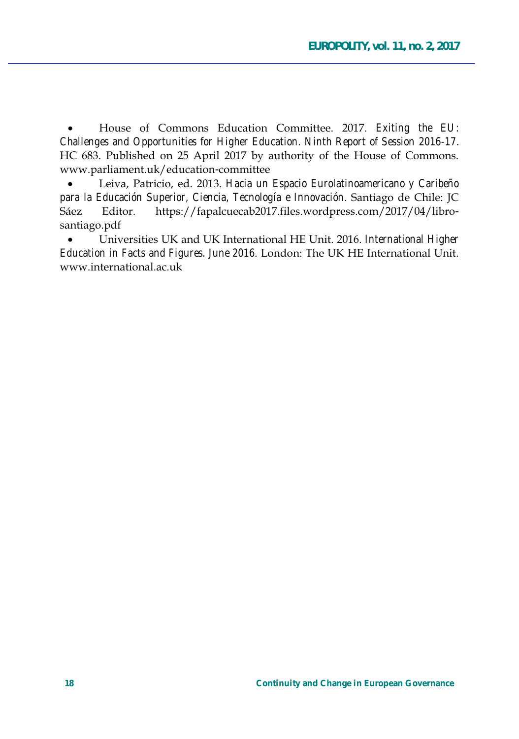- House of Commons Education Committee. 2017. *Exiting the EU: Challenges and Opportunities for Higher Education. Ninth Report of Session 2016-17*. HC 683. Published on 25 April 2017 by authority of the House of Commons. www.parliament.uk/education-committee
- Leiva, Patricio, ed. 2013. *Hacia un Espacio Eurolatinoamericano y Caribeño para la Educación Superior, Ciencia, Tecnología e Innovación*. Santiago de Chile: JC Sáez Editor. https://fapalcuecab2017.files.wordpress.com/2017/04/libro-santiago.pdf
- Universities UK and UK International HE Unit. 2016. *International Higher Education in Facts and Figures. June 2016*. London: The UK HE International Unit. www.international.ac.uk